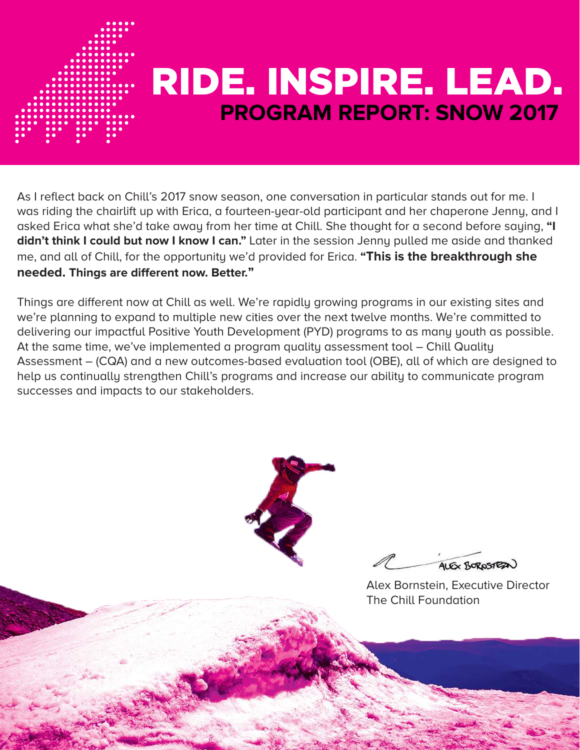# RIDE. INSPIRE. LEAD.

## PROGRAM REPORT: SNOW 2017

As I reflect back on Chill's 2017 snow season, one conversation in particular stands out for me. I was riding the chairlift up with Erica, a fourteen-year-old participant and her chaperone Jenny, and I asked Erica what she'd take away from her time at Chill. She thought for a second before saying, **"I didn't think I could but now I know I can."** Later in the session Jenny pulled me aside and thanked me, and all of Chill, for the opportunity we'd provided for Erica. **"This is the breakthrough she needed. Things are different now. Better."**

Things are different now at Chill as well. We're rapidly growing programs in our existing sites and we're planning to expand to multiple new cities over the next twelve months. We're committed to delivering our impactful Positive Youth Development (PYD) programs to as many youth as possible. At the same time, we've implemented a program quality assessment tool – Chill Quality Assessment – (CQA) and a new outcomes-based evaluation tool (OBE), all of which are designed to help us continually strengthen Chill's programs and increase our ability to communicate program successes and impacts to our stakeholders.

Alex Bornstein, Executive Director
The Chill Foundation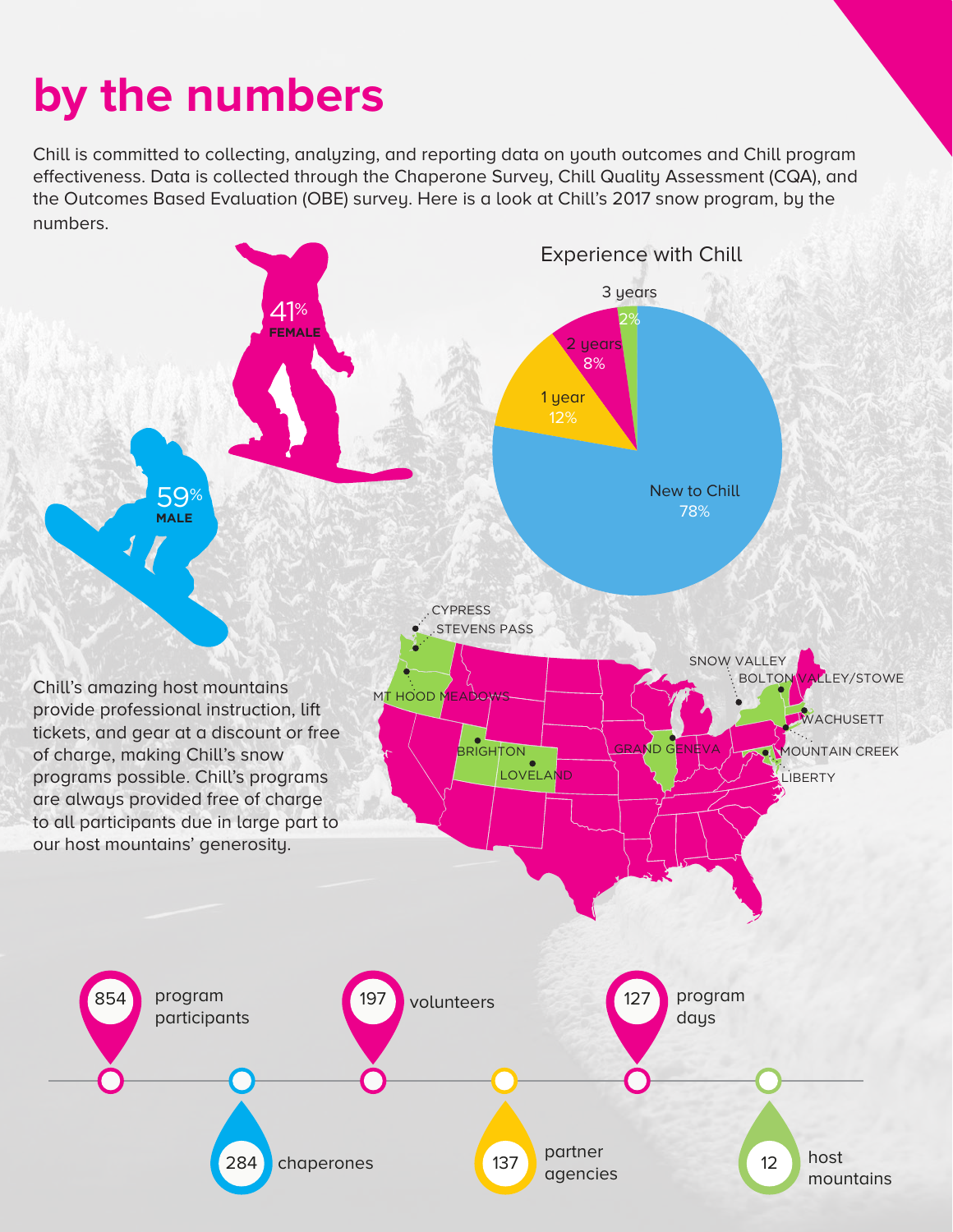# by the numbers

Chill is committed to collecting, analyzing, and reporting data on youth outcomes and Chill program effectiveness. Data is collected through the Chaperone Survey, Chill Quality Assessment (CQA), and the Outcomes Based Evaluation (OBE) survey. Here is a look at Chill's 2017 snow program, by the numbers.

41% FEMALE

59% MALE

## Experience with Chill

- New to Chill 78%
- 1 year 12%
- 2 years 8%
- 3 years 2%

CYPRESS · STEVENS PASS · MT HOOD MEADOWS · BRIGHTON · LOVELAND · GRAND GENEVA · SNOW VALLEY · BOLTON VALLEY/STOWE · WACHUSETT · MOUNTAIN CREEK · LIBERTY

Chill's amazing host mountains provide professional instruction, lift tickets, and gear at a discount or free of charge, making Chill's snow programs possible. Chill's programs are always provided free of charge to all participants due in large part to our host mountains' generosity.

- 854 program participants
- 284 chaperones
- 197 volunteers
- 137 partner agencies
- 127 program days
- 12 host mountains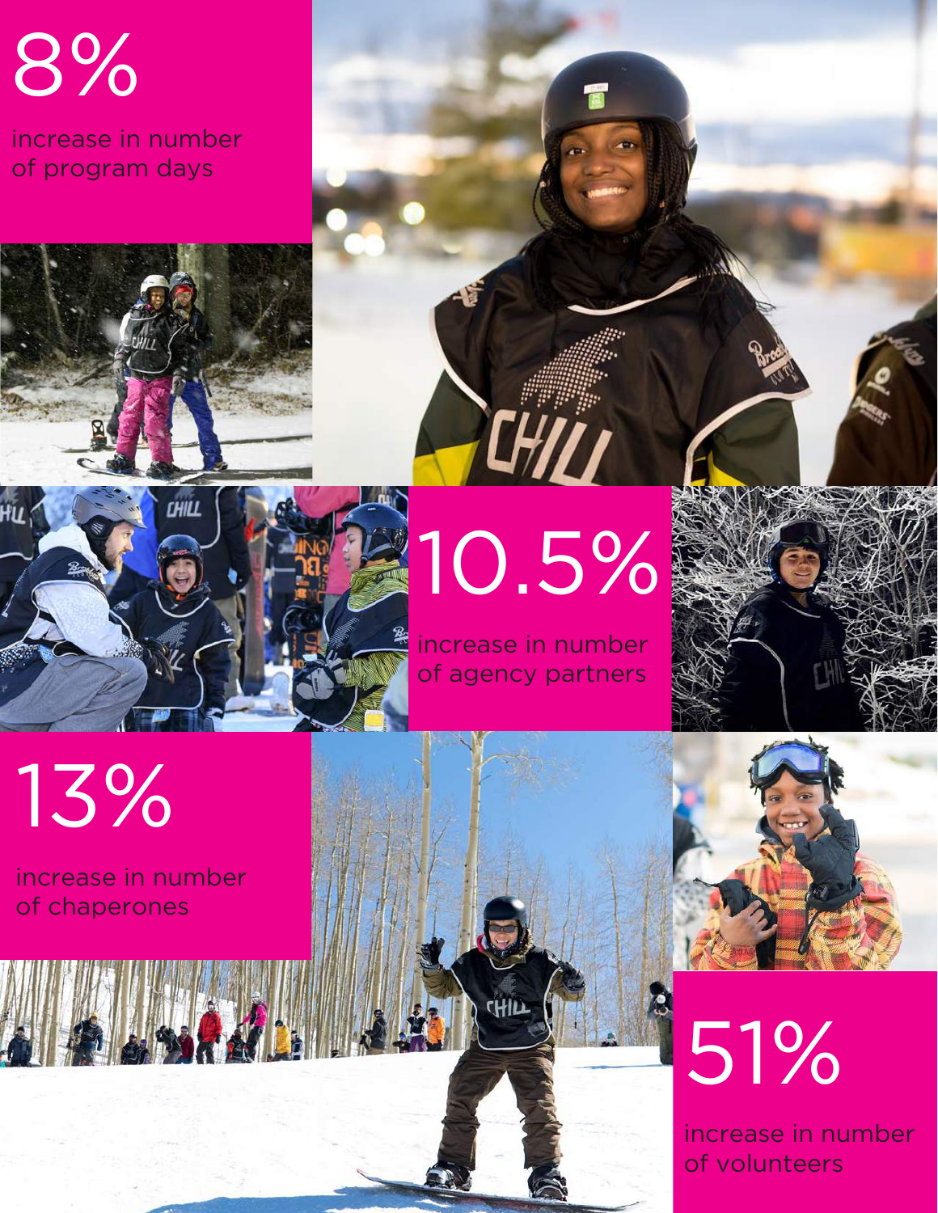8%

increase in number of program days

10.5%

increase in number of agency partners

13%

increase in number of chaperones

51%

increase in number of volunteers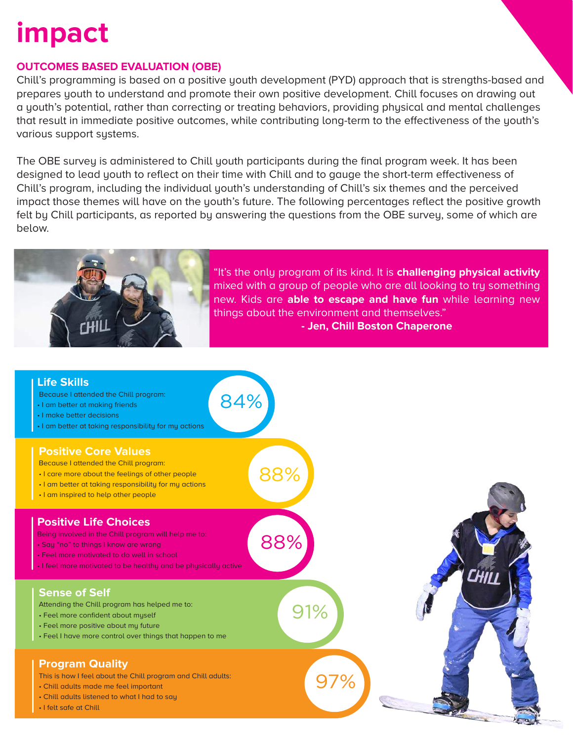# impact

## OUTCOMES BASED EVALUATION (OBE)

Chill's programming is based on a positive youth development (PYD) approach that is strengths-based and prepares youth to understand and promote their own positive development. Chill focuses on drawing out a youth's potential, rather than correcting or treating behaviors, providing physical and mental challenges that result in immediate positive outcomes, while contributing long-term to the effectiveness of the youth's various support systems.

The OBE survey is administered to Chill youth participants during the final program week. It has been designed to lead youth to reflect on their time with Chill and to gauge the short-term effectiveness of Chill's program, including the individual youth's understanding of Chill's six themes and the perceived impact those themes will have on the youth's future. The following percentages reflect the positive growth felt by Chill participants, as reported by answering the questions from the OBE survey, some of which are below.

"It's the only program of its kind. It is **challenging physical activity** mixed with a group of people who are all looking to try something new. Kids are **able to escape and have fun** while learning new things about the environment and themselves."
**- Jen, Chill Boston Chaperone**

### Life Skills

Because I attended the Chill program:
- I am better at making friends
- I make better decisions
- I am better at taking responsibility for my actions

84%

### Positive Core Values

Because I attended the Chill program:
- I care more about the feelings of other people
- I am better at taking responsibility for my actions
- I am inspired to help other people

88%

### Positive Life Choices

Being involved in the Chill program will help me to:
- Say "no" to things I know are wrong
- Feel more motivated to do well in school
- I feel more motivated to be healthy and be physically active

88%

### Sense of Self

Attending the Chill program has helped me to:
- Feel more confident about myself
- Feel more positive about my future
- Feel I have more control over things that happen to me

91%

### Program Quality

This is how I feel about the Chill program and Chill adults:
- Chill adults made me feel important
- Chill adults listened to what I had to say
- I felt safe at Chill

97%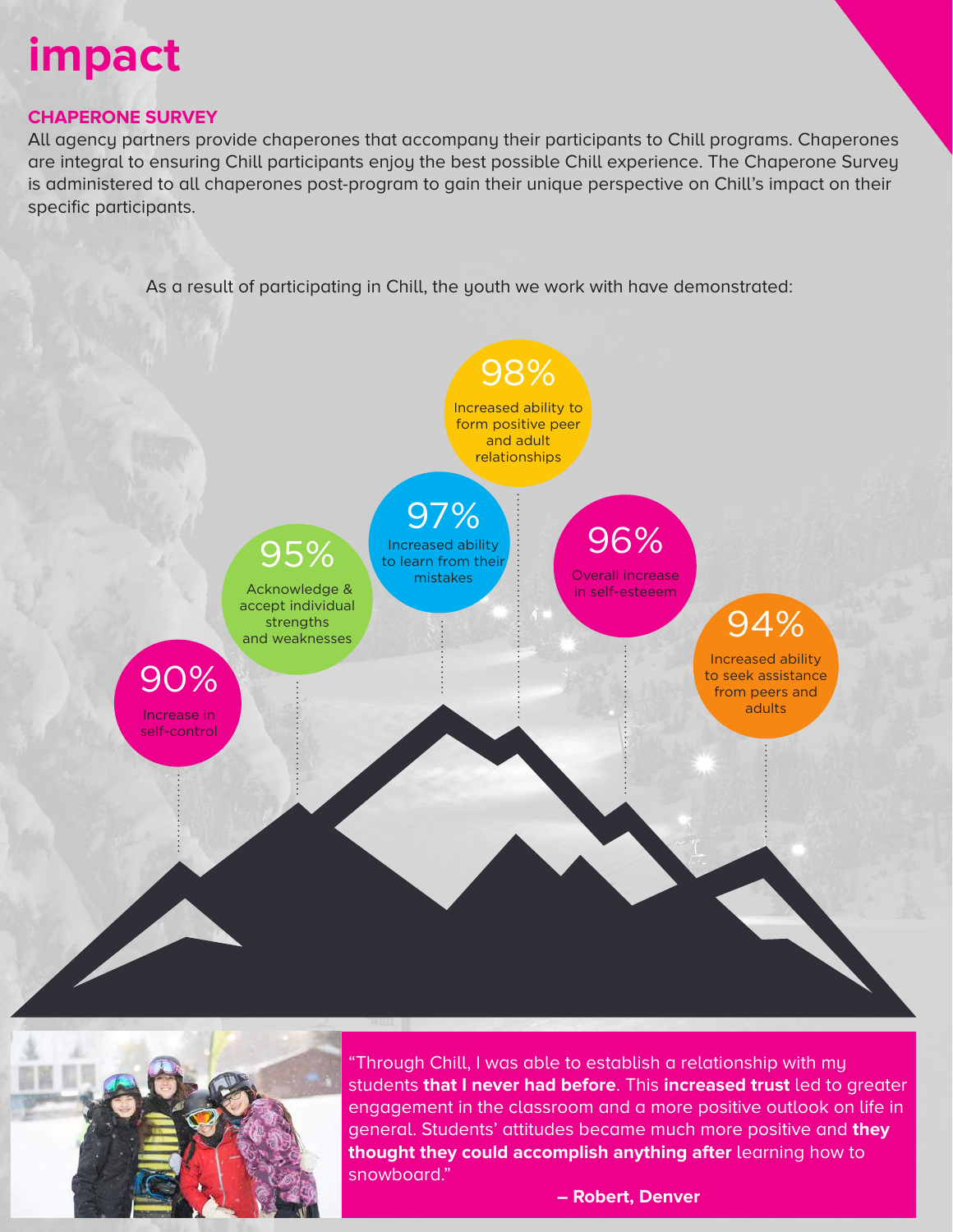# impact

## CHAPERONE SURVEY

All agency partners provide chaperones that accompany their participants to Chill programs. Chaperones are integral to ensuring Chill participants enjoy the best possible Chill experience. The Chaperone Survey is administered to all chaperones post-program to gain their unique perspective on Chill's impact on their specific participants.

As a result of participating in Chill, the youth we work with have demonstrated:

98%
Increased ability to form positive peer and adult relationships

97%
Increased ability to learn from their mistakes

96%
Overall increase in self-esteeem

95%
Acknowledge & accept individual strengths and weaknesses

94%
Increased ability to seek assistance from peers and adults

90%
Increase in self-control

"Through Chill, I was able to establish a relationship with my students **that I never had before**. This **increased trust** led to greater engagement in the classroom and a more positive outlook on life in general. Students' attitudes became much more positive and **they thought they could accomplish anything after** learning how to snowboard."

**– Robert, Denver**